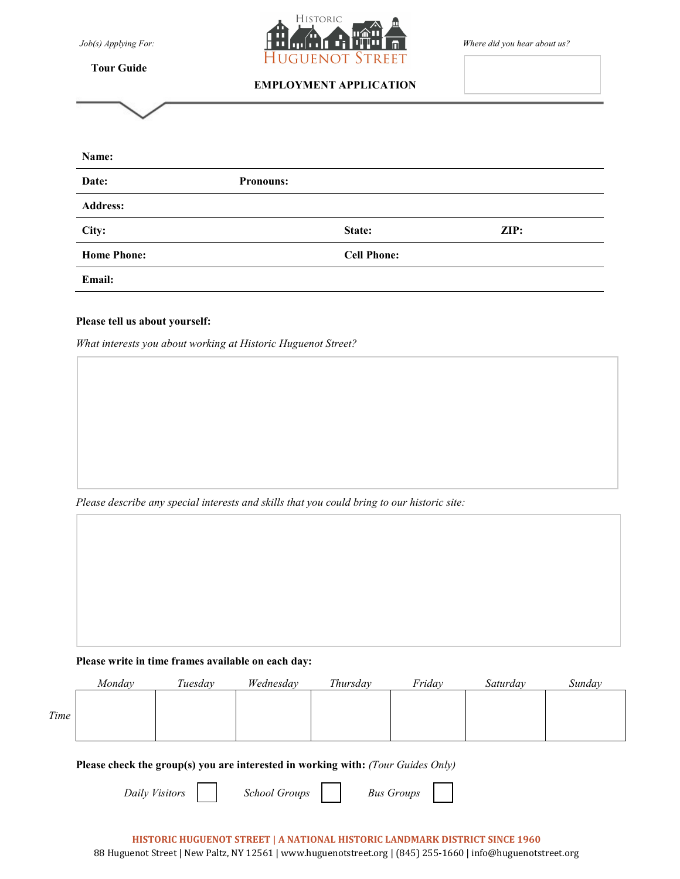*Job(s) Applying For:*

**Tour Guide**

Historic Huguenot Street

**EMPLOYMENT APPLICATION**

*Where did you hear about us?*

**Name:**

**Date:** **Pronouns:**

**Address:**

**City:** **State:** **ZIP:**

**Home Phone:** **Cell Phone:**

**Email:**

**Please tell us about yourself:**

*What interests you about working at Historic Huguenot Street?*

*Please describe any special interests and skills that you could bring to our historic site:*

**Please write in time frames available on each day:**

| | *Monday* | *Tuesday* | *Wednesday* | *Thursday* | *Friday* | *Saturday* | *Sunday* |
|---|---|---|---|---|---|---|---|
| *Time* | | | | | | | |

**Please check the group(s) you are interested in working with:** *(Tour Guides Only)*

*Daily Visitors* ☐ *School Groups* ☐ *Bus Groups* ☐

**HISTORIC HUGUENOT STREET | A NATIONAL HISTORIC LANDMARK DISTRICT SINCE 1960**

88 Huguenot Street | New Paltz, NY 12561 | www.huguenotstreet.org | (845) 255-1660 | info@huguenotstreet.org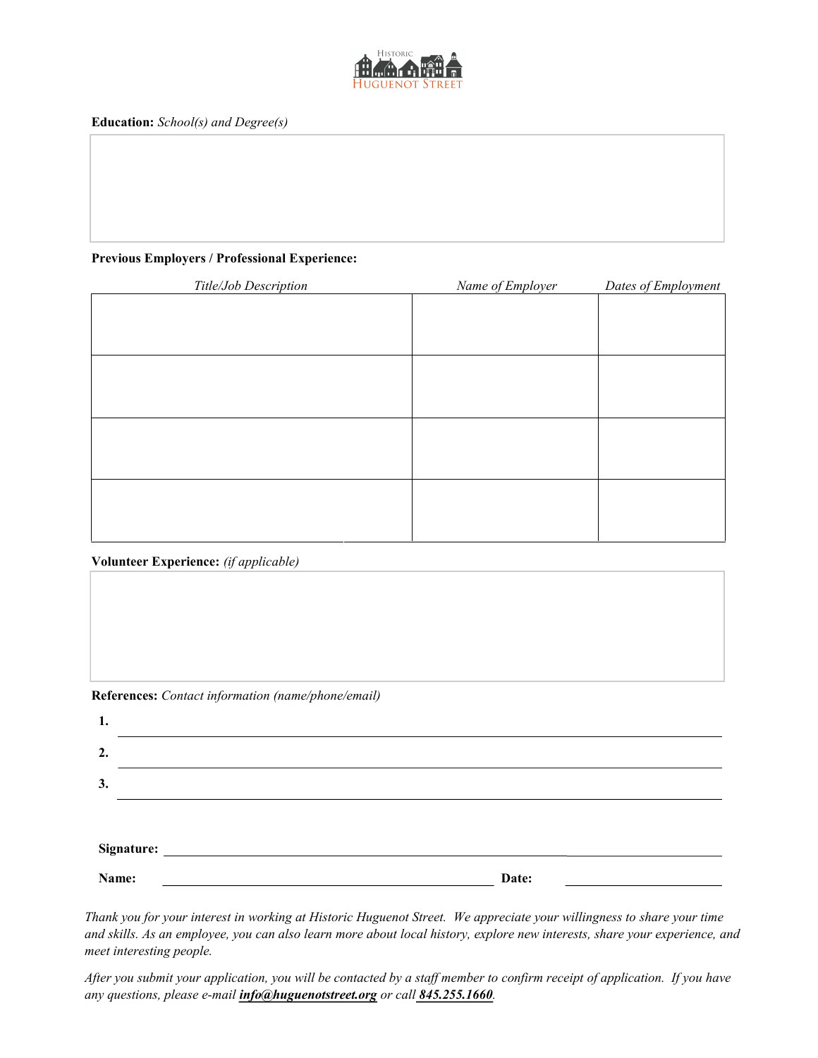Historic Huguenot Street

**Education:** *School(s) and Degree(s)*

**Previous Employers / Professional Experience:**

| *Title/Job Description* | *Name of Employer* | *Dates of Employment* |
|---|---|---|
| | | |
| | | |
| | | |
| | | |

**Volunteer Experience:** *(if applicable)*

**References:** *Contact information (name/phone/email)*

**1.** ______________________________

**2.** ______________________________

**3.** ______________________________

**Signature:** ______________________________

**Name:** ______________________________ **Date:** ______________

*Thank you for your interest in working at Historic Huguenot Street. We appreciate your willingness to share your time and skills. As an employee, you can also learn more about local history, explore new interests, share your experience, and meet interesting people.*

*After you submit your application, you will be contacted by a staff member to confirm receipt of application. If you have any questions, please e-mail* ***info@huguenotstreet.org*** *or call* ***845.255.1660****.*